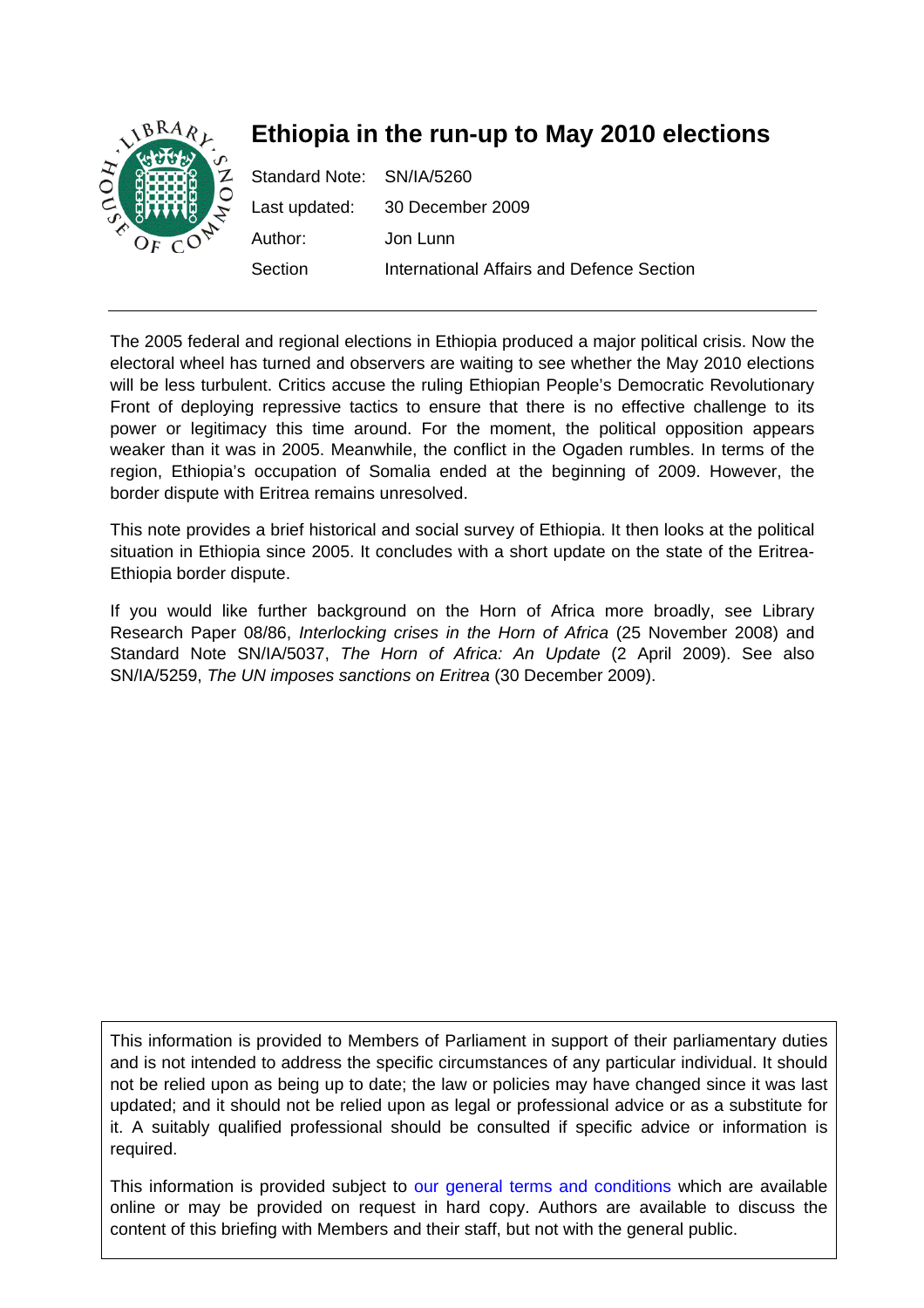# Ethiopia in the run-up to May 2010 elections

Standard Note: SN/IA/5260

Last updated: 30 December 2009

Author: Jon Lunn

Section: International Affairs and Defence Section

---

The 2005 federal and regional elections in Ethiopia produced a major political crisis. Now the electoral wheel has turned and observers are waiting to see whether the May 2010 elections will be less turbulent. Critics accuse the ruling Ethiopian People's Democratic Revolutionary Front of deploying repressive tactics to ensure that there is no effective challenge to its power or legitimacy this time around. For the moment, the political opposition appears weaker than it was in 2005. Meanwhile, the conflict in the Ogaden rumbles. In terms of the region, Ethiopia's occupation of Somalia ended at the beginning of 2009. However, the border dispute with Eritrea remains unresolved.

This note provides a brief historical and social survey of Ethiopia. It then looks at the political situation in Ethiopia since 2005. It concludes with a short update on the state of the Eritrea-Ethiopia border dispute.

If you would like further background on the Horn of Africa more broadly, see Library Research Paper 08/86, *Interlocking crises in the Horn of Africa* (25 November 2008) and Standard Note SN/IA/5037, *The Horn of Africa: An Update* (2 April 2009). See also SN/IA/5259, *The UN imposes sanctions on Eritrea* (30 December 2009).

This information is provided to Members of Parliament in support of their parliamentary duties and is not intended to address the specific circumstances of any particular individual. It should not be relied upon as being up to date; the law or policies may have changed since it was last updated; and it should not be relied upon as legal or professional advice or as a substitute for it. A suitably qualified professional should be consulted if specific advice or information is required.

This information is provided subject to our general terms and conditions which are available online or may be provided on request in hard copy. Authors are available to discuss the content of this briefing with Members and their staff, but not with the general public.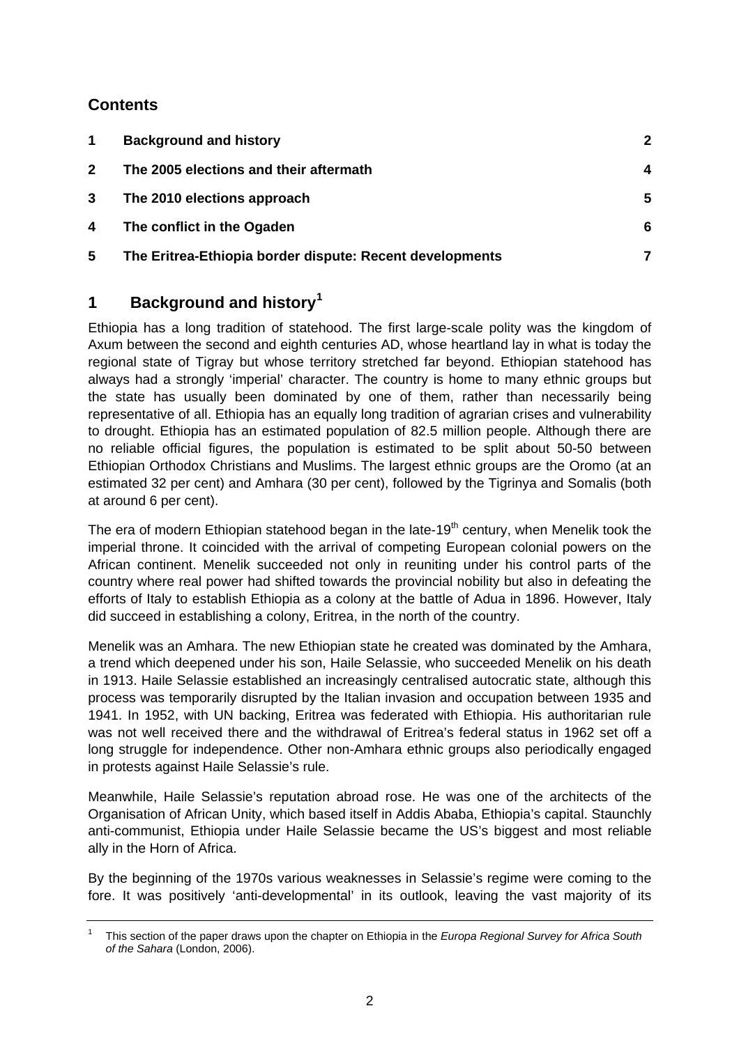## Contents

| | | |
|---|---|---|
| 1 | **Background and history** | **2** |
| 2 | **The 2005 elections and their aftermath** | **4** |
| 3 | **The 2010 elections approach** | **5** |
| 4 | **The conflict in the Ogaden** | **6** |
| 5 | **The Eritrea-Ethiopia border dispute: Recent developments** | **7** |

# 1 Background and history[1]

Ethiopia has a long tradition of statehood. The first large-scale polity was the kingdom of Axum between the second and eighth centuries AD, whose heartland lay in what is today the regional state of Tigray but whose territory stretched far beyond. Ethiopian statehood has always had a strongly 'imperial' character. The country is home to many ethnic groups but the state has usually been dominated by one of them, rather than necessarily being representative of all. Ethiopia has an equally long tradition of agrarian crises and vulnerability to drought. Ethiopia has an estimated population of 82.5 million people. Although there are no reliable official figures, the population is estimated to be split about 50-50 between Ethiopian Orthodox Christians and Muslims. The largest ethnic groups are the Oromo (at an estimated 32 per cent) and Amhara (30 per cent), followed by the Tigrinya and Somalis (both at around 6 per cent).

The era of modern Ethiopian statehood began in the late-19th century, when Menelik took the imperial throne. It coincided with the arrival of competing European colonial powers on the African continent. Menelik succeeded not only in reuniting under his control parts of the country where real power had shifted towards the provincial nobility but also in defeating the efforts of Italy to establish Ethiopia as a colony at the battle of Adua in 1896. However, Italy did succeed in establishing a colony, Eritrea, in the north of the country.

Menelik was an Amhara. The new Ethiopian state he created was dominated by the Amhara, a trend which deepened under his son, Haile Selassie, who succeeded Menelik on his death in 1913. Haile Selassie established an increasingly centralised autocratic state, although this process was temporarily disrupted by the Italian invasion and occupation between 1935 and 1941. In 1952, with UN backing, Eritrea was federated with Ethiopia. His authoritarian rule was not well received there and the withdrawal of Eritrea's federal status in 1962 set off a long struggle for independence. Other non-Amhara ethnic groups also periodically engaged in protests against Haile Selassie's rule.

Meanwhile, Haile Selassie's reputation abroad rose. He was one of the architects of the Organisation of African Unity, which based itself in Addis Ababa, Ethiopia's capital. Staunchly anti-communist, Ethiopia under Haile Selassie became the US's biggest and most reliable ally in the Horn of Africa.

By the beginning of the 1970s various weaknesses in Selassie's regime were coming to the fore. It was positively 'anti-developmental' in its outlook, leaving the vast majority of its

---

[1] This section of the paper draws upon the chapter on Ethiopia in the *Europa Regional Survey for Africa South of the Sahara* (London, 2006).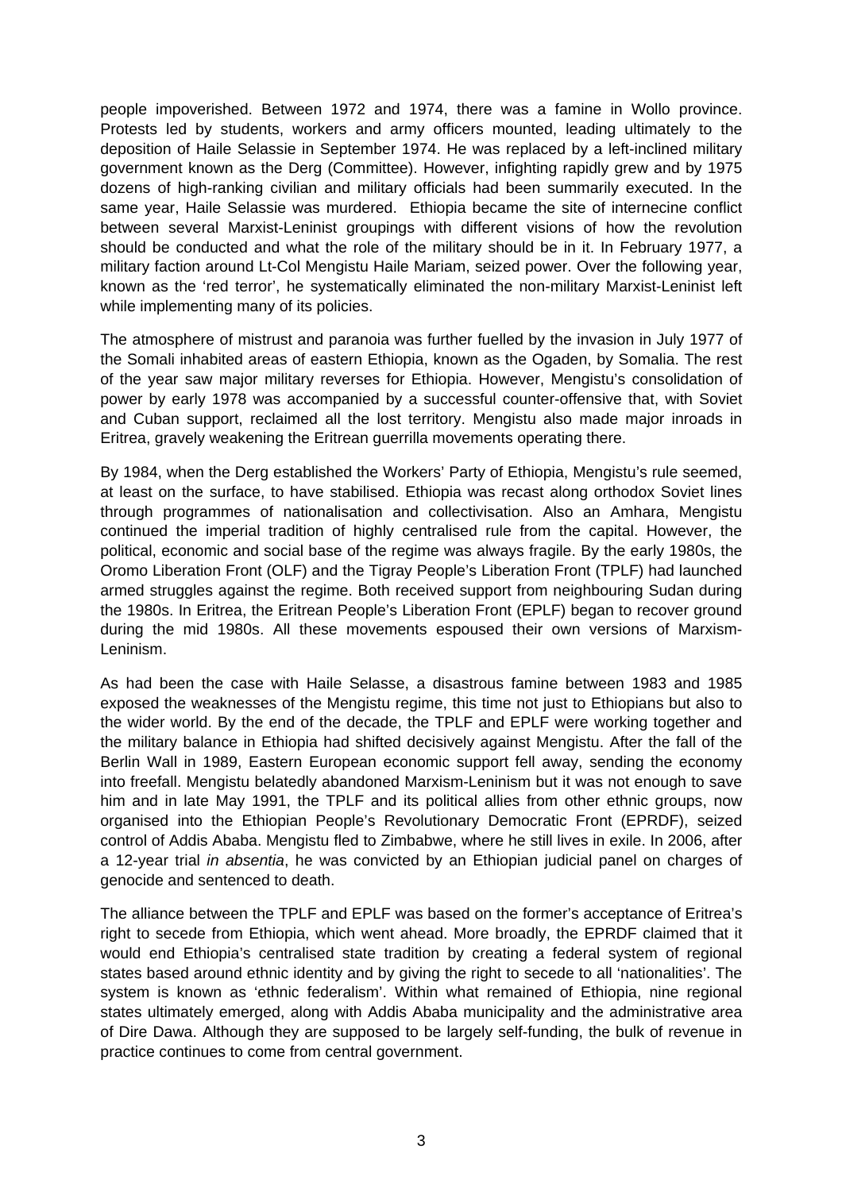people impoverished. Between 1972 and 1974, there was a famine in Wollo province. Protests led by students, workers and army officers mounted, leading ultimately to the deposition of Haile Selassie in September 1974. He was replaced by a left-inclined military government known as the Derg (Committee). However, infighting rapidly grew and by 1975 dozens of high-ranking civilian and military officials had been summarily executed. In the same year, Haile Selassie was murdered. Ethiopia became the site of internecine conflict between several Marxist-Leninist groupings with different visions of how the revolution should be conducted and what the role of the military should be in it. In February 1977, a military faction around Lt-Col Mengistu Haile Mariam, seized power. Over the following year, known as the 'red terror', he systematically eliminated the non-military Marxist-Leninist left while implementing many of its policies.

The atmosphere of mistrust and paranoia was further fuelled by the invasion in July 1977 of the Somali inhabited areas of eastern Ethiopia, known as the Ogaden, by Somalia. The rest of the year saw major military reverses for Ethiopia. However, Mengistu's consolidation of power by early 1978 was accompanied by a successful counter-offensive that, with Soviet and Cuban support, reclaimed all the lost territory. Mengistu also made major inroads in Eritrea, gravely weakening the Eritrean guerrilla movements operating there.

By 1984, when the Derg established the Workers' Party of Ethiopia, Mengistu's rule seemed, at least on the surface, to have stabilised. Ethiopia was recast along orthodox Soviet lines through programmes of nationalisation and collectivisation. Also an Amhara, Mengistu continued the imperial tradition of highly centralised rule from the capital. However, the political, economic and social base of the regime was always fragile. By the early 1980s, the Oromo Liberation Front (OLF) and the Tigray People's Liberation Front (TPLF) had launched armed struggles against the regime. Both received support from neighbouring Sudan during the 1980s. In Eritrea, the Eritrean People's Liberation Front (EPLF) began to recover ground during the mid 1980s. All these movements espoused their own versions of Marxism-Leninism.

As had been the case with Haile Selasse, a disastrous famine between 1983 and 1985 exposed the weaknesses of the Mengistu regime, this time not just to Ethiopians but also to the wider world. By the end of the decade, the TPLF and EPLF were working together and the military balance in Ethiopia had shifted decisively against Mengistu. After the fall of the Berlin Wall in 1989, Eastern European economic support fell away, sending the economy into freefall. Mengistu belatedly abandoned Marxism-Leninism but it was not enough to save him and in late May 1991, the TPLF and its political allies from other ethnic groups, now organised into the Ethiopian People's Revolutionary Democratic Front (EPRDF), seized control of Addis Ababa. Mengistu fled to Zimbabwe, where he still lives in exile. In 2006, after a 12-year trial *in absentia*, he was convicted by an Ethiopian judicial panel on charges of genocide and sentenced to death.

The alliance between the TPLF and EPLF was based on the former's acceptance of Eritrea's right to secede from Ethiopia, which went ahead. More broadly, the EPRDF claimed that it would end Ethiopia's centralised state tradition by creating a federal system of regional states based around ethnic identity and by giving the right to secede to all 'nationalities'. The system is known as 'ethnic federalism'. Within what remained of Ethiopia, nine regional states ultimately emerged, along with Addis Ababa municipality and the administrative area of Dire Dawa. Although they are supposed to be largely self-funding, the bulk of revenue in practice continues to come from central government.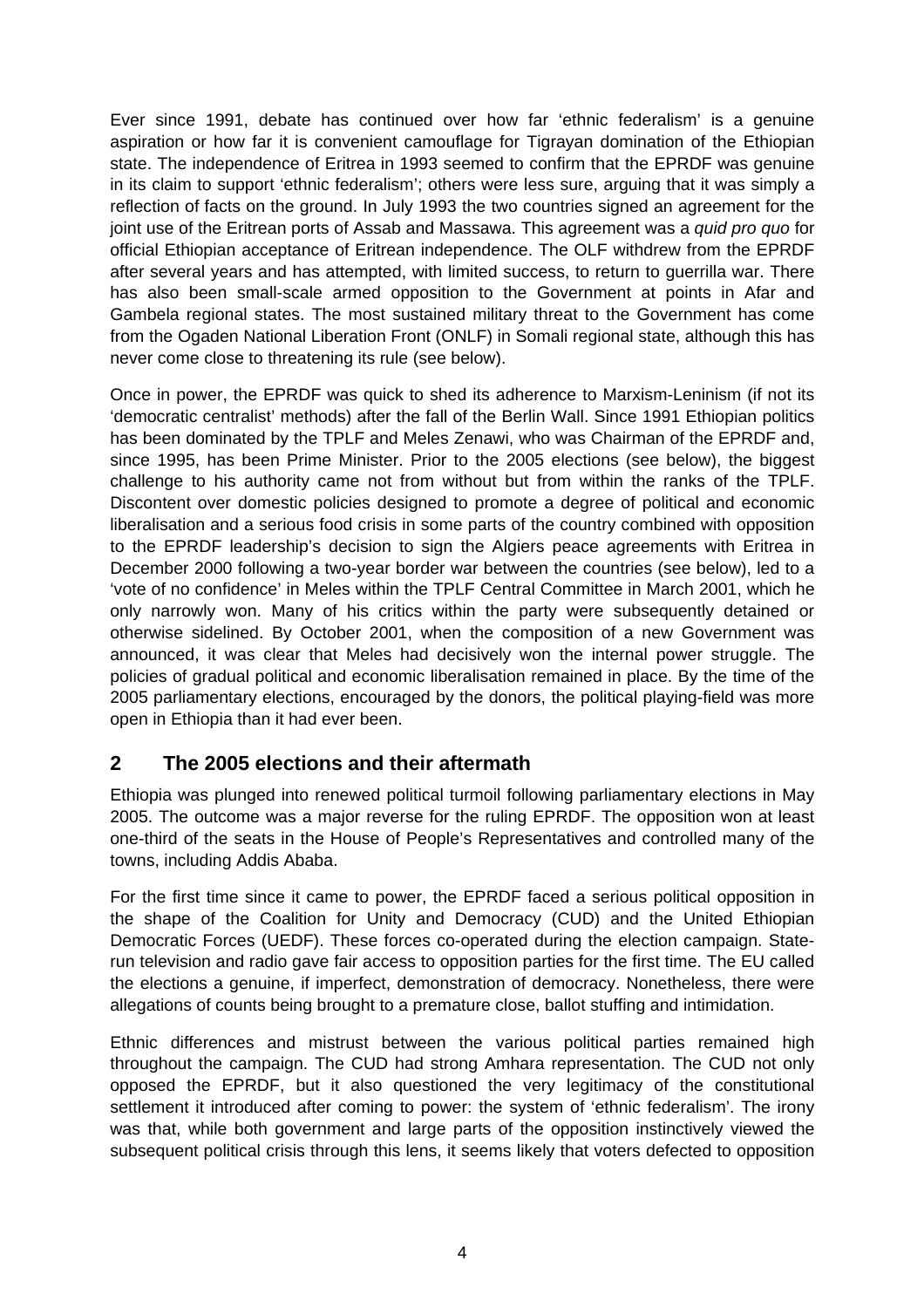Ever since 1991, debate has continued over how far 'ethnic federalism' is a genuine aspiration or how far it is convenient camouflage for Tigrayan domination of the Ethiopian state. The independence of Eritrea in 1993 seemed to confirm that the EPRDF was genuine in its claim to support 'ethnic federalism'; others were less sure, arguing that it was simply a reflection of facts on the ground. In July 1993 the two countries signed an agreement for the joint use of the Eritrean ports of Assab and Massawa. This agreement was a *quid pro quo* for official Ethiopian acceptance of Eritrean independence. The OLF withdrew from the EPRDF after several years and has attempted, with limited success, to return to guerrilla war. There has also been small-scale armed opposition to the Government at points in Afar and Gambela regional states. The most sustained military threat to the Government has come from the Ogaden National Liberation Front (ONLF) in Somali regional state, although this has never come close to threatening its rule (see below).

Once in power, the EPRDF was quick to shed its adherence to Marxism-Leninism (if not its 'democratic centralist' methods) after the fall of the Berlin Wall. Since 1991 Ethiopian politics has been dominated by the TPLF and Meles Zenawi, who was Chairman of the EPRDF and, since 1995, has been Prime Minister. Prior to the 2005 elections (see below), the biggest challenge to his authority came not from without but from within the ranks of the TPLF. Discontent over domestic policies designed to promote a degree of political and economic liberalisation and a serious food crisis in some parts of the country combined with opposition to the EPRDF leadership's decision to sign the Algiers peace agreements with Eritrea in December 2000 following a two-year border war between the countries (see below), led to a 'vote of no confidence' in Meles within the TPLF Central Committee in March 2001, which he only narrowly won. Many of his critics within the party were subsequently detained or otherwise sidelined. By October 2001, when the composition of a new Government was announced, it was clear that Meles had decisively won the internal power struggle. The policies of gradual political and economic liberalisation remained in place. By the time of the 2005 parliamentary elections, encouraged by the donors, the political playing-field was more open in Ethiopia than it had ever been.

## 2 The 2005 elections and their aftermath

Ethiopia was plunged into renewed political turmoil following parliamentary elections in May 2005. The outcome was a major reverse for the ruling EPRDF. The opposition won at least one-third of the seats in the House of People's Representatives and controlled many of the towns, including Addis Ababa.

For the first time since it came to power, the EPRDF faced a serious political opposition in the shape of the Coalition for Unity and Democracy (CUD) and the United Ethiopian Democratic Forces (UEDF). These forces co-operated during the election campaign. State-run television and radio gave fair access to opposition parties for the first time. The EU called the elections a genuine, if imperfect, demonstration of democracy. Nonetheless, there were allegations of counts being brought to a premature close, ballot stuffing and intimidation.

Ethnic differences and mistrust between the various political parties remained high throughout the campaign. The CUD had strong Amhara representation. The CUD not only opposed the EPRDF, but it also questioned the very legitimacy of the constitutional settlement it introduced after coming to power: the system of 'ethnic federalism'. The irony was that, while both government and large parts of the opposition instinctively viewed the subsequent political crisis through this lens, it seems likely that voters defected to opposition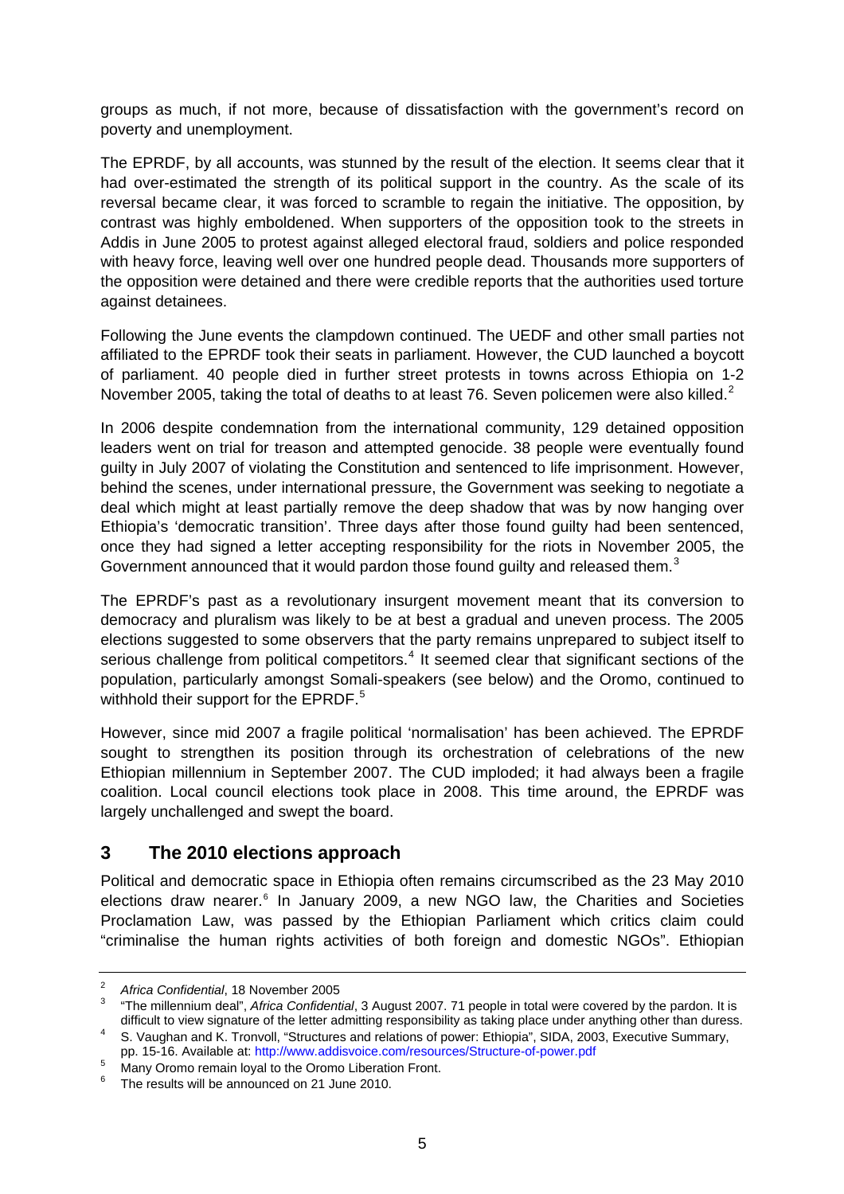groups as much, if not more, because of dissatisfaction with the government's record on poverty and unemployment.

The EPRDF, by all accounts, was stunned by the result of the election. It seems clear that it had over-estimated the strength of its political support in the country. As the scale of its reversal became clear, it was forced to scramble to regain the initiative. The opposition, by contrast was highly emboldened. When supporters of the opposition took to the streets in Addis in June 2005 to protest against alleged electoral fraud, soldiers and police responded with heavy force, leaving well over one hundred people dead. Thousands more supporters of the opposition were detained and there were credible reports that the authorities used torture against detainees.

Following the June events the clampdown continued. The UEDF and other small parties not affiliated to the EPRDF took their seats in parliament. However, the CUD launched a boycott of parliament. 40 people died in further street protests in towns across Ethiopia on 1-2 November 2005, taking the total of deaths to at least 76. Seven policemen were also killed.[2]

In 2006 despite condemnation from the international community, 129 detained opposition leaders went on trial for treason and attempted genocide. 38 people were eventually found guilty in July 2007 of violating the Constitution and sentenced to life imprisonment. However, behind the scenes, under international pressure, the Government was seeking to negotiate a deal which might at least partially remove the deep shadow that was by now hanging over Ethiopia's 'democratic transition'. Three days after those found guilty had been sentenced, once they had signed a letter accepting responsibility for the riots in November 2005, the Government announced that it would pardon those found guilty and released them.[3]

The EPRDF's past as a revolutionary insurgent movement meant that its conversion to democracy and pluralism was likely to be at best a gradual and uneven process. The 2005 elections suggested to some observers that the party remains unprepared to subject itself to serious challenge from political competitors.[4] It seemed clear that significant sections of the population, particularly amongst Somali-speakers (see below) and the Oromo, continued to withhold their support for the EPRDF.[5]

However, since mid 2007 a fragile political 'normalisation' has been achieved. The EPRDF sought to strengthen its position through its orchestration of celebrations of the new Ethiopian millennium in September 2007. The CUD imploded; it had always been a fragile coalition. Local council elections took place in 2008. This time around, the EPRDF was largely unchallenged and swept the board.

## 3 The 2010 elections approach

Political and democratic space in Ethiopia often remains circumscribed as the 23 May 2010 elections draw nearer.[6] In January 2009, a new NGO law, the Charities and Societies Proclamation Law, was passed by the Ethiopian Parliament which critics claim could "criminalise the human rights activities of both foreign and domestic NGOs". Ethiopian

---

[2] *Africa Confidential*, 18 November 2005

[3] "The millennium deal", *Africa Confidential*, 3 August 2007. 71 people in total were covered by the pardon. It is difficult to view signature of the letter admitting responsibility as taking place under anything other than duress.

[4] S. Vaughan and K. Tronvoll, "Structures and relations of power: Ethiopia", SIDA, 2003, Executive Summary, pp. 15-16. Available at: http://www.addisvoice.com/resources/Structure-of-power.pdf

[5] Many Oromo remain loyal to the Oromo Liberation Front.

[6] The results will be announced on 21 June 2010.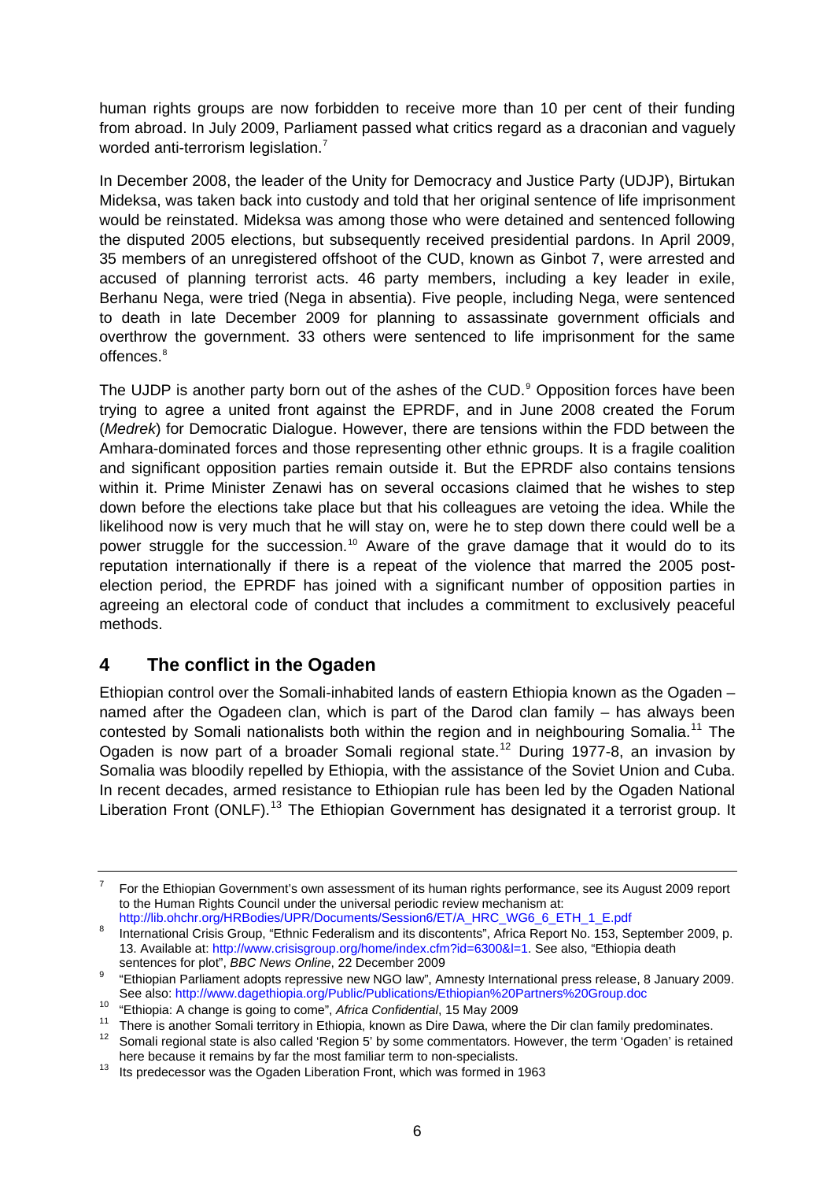human rights groups are now forbidden to receive more than 10 per cent of their funding from abroad. In July 2009, Parliament passed what critics regard as a draconian and vaguely worded anti-terrorism legislation.[7]

In December 2008, the leader of the Unity for Democracy and Justice Party (UDJP), Birtukan Mideksa, was taken back into custody and told that her original sentence of life imprisonment would be reinstated. Mideksa was among those who were detained and sentenced following the disputed 2005 elections, but subsequently received presidential pardons. In April 2009, 35 members of an unregistered offshoot of the CUD, known as Ginbot 7, were arrested and accused of planning terrorist acts. 46 party members, including a key leader in exile, Berhanu Nega, were tried (Nega in absentia). Five people, including Nega, were sentenced to death in late December 2009 for planning to assassinate government officials and overthrow the government. 33 others were sentenced to life imprisonment for the same offences.[8]

The UJDP is another party born out of the ashes of the CUD.[9] Opposition forces have been trying to agree a united front against the EPRDF, and in June 2008 created the Forum (*Medrek*) for Democratic Dialogue. However, there are tensions within the FDD between the Amhara-dominated forces and those representing other ethnic groups. It is a fragile coalition and significant opposition parties remain outside it. But the EPRDF also contains tensions within it. Prime Minister Zenawi has on several occasions claimed that he wishes to step down before the elections take place but that his colleagues are vetoing the idea. While the likelihood now is very much that he will stay on, were he to step down there could well be a power struggle for the succession.[10] Aware of the grave damage that it would do to its reputation internationally if there is a repeat of the violence that marred the 2005 post-election period, the EPRDF has joined with a significant number of opposition parties in agreeing an electoral code of conduct that includes a commitment to exclusively peaceful methods.

## 4 The conflict in the Ogaden

Ethiopian control over the Somali-inhabited lands of eastern Ethiopia known as the Ogaden – named after the Ogadeen clan, which is part of the Darod clan family – has always been contested by Somali nationalists both within the region and in neighbouring Somalia.[11] The Ogaden is now part of a broader Somali regional state.[12] During 1977-8, an invasion by Somalia was bloodily repelled by Ethiopia, with the assistance of the Soviet Union and Cuba. In recent decades, armed resistance to Ethiopian rule has been led by the Ogaden National Liberation Front (ONLF).[13] The Ethiopian Government has designated it a terrorist group. It

---

[7] For the Ethiopian Government's own assessment of its human rights performance, see its August 2009 report to the Human Rights Council under the universal periodic review mechanism at: http://lib.ohchr.org/HRBodies/UPR/Documents/Session6/ET/A_HRC_WG6_6_ETH_1_E.pdf

[8] International Crisis Group, "Ethnic Federalism and its discontents", Africa Report No. 153, September 2009, p. 13. Available at: http://www.crisisgroup.org/home/index.cfm?id=6300&l=1. See also, "Ethiopia death sentences for plot", *BBC News Online*, 22 December 2009

[9] "Ethiopian Parliament adopts repressive new NGO law", Amnesty International press release, 8 January 2009. See also: http://www.dagethiopia.org/Public/Publications/Ethiopian%20Partners%20Group.doc

[10] "Ethiopia: A change is going to come", *Africa Confidential*, 15 May 2009

[11] There is another Somali territory in Ethiopia, known as Dire Dawa, where the Dir clan family predominates.

[12] Somali regional state is also called 'Region 5' by some commentators. However, the term 'Ogaden' is retained here because it remains by far the most familiar term to non-specialists.

[13] Its predecessor was the Ogaden Liberation Front, which was formed in 1963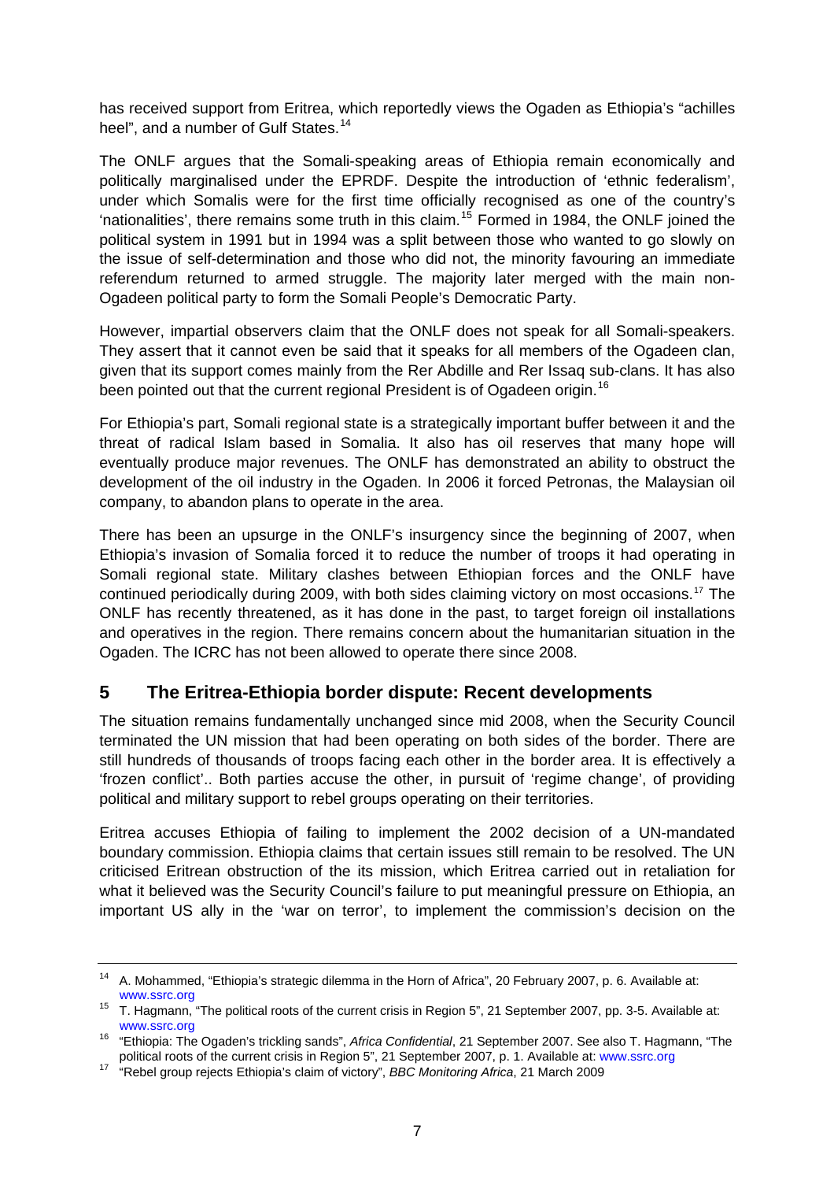has received support from Eritrea, which reportedly views the Ogaden as Ethiopia's "achilles heel", and a number of Gulf States.[14]

The ONLF argues that the Somali-speaking areas of Ethiopia remain economically and politically marginalised under the EPRDF. Despite the introduction of 'ethnic federalism', under which Somalis were for the first time officially recognised as one of the country's 'nationalities', there remains some truth in this claim.[15] Formed in 1984, the ONLF joined the political system in 1991 but in 1994 was a split between those who wanted to go slowly on the issue of self-determination and those who did not, the minority favouring an immediate referendum returned to armed struggle. The majority later merged with the main non-Ogadeen political party to form the Somali People's Democratic Party.

However, impartial observers claim that the ONLF does not speak for all Somali-speakers. They assert that it cannot even be said that it speaks for all members of the Ogadeen clan, given that its support comes mainly from the Rer Abdille and Rer Issaq sub-clans. It has also been pointed out that the current regional President is of Ogadeen origin.[16]

For Ethiopia's part, Somali regional state is a strategically important buffer between it and the threat of radical Islam based in Somalia. It also has oil reserves that many hope will eventually produce major revenues. The ONLF has demonstrated an ability to obstruct the development of the oil industry in the Ogaden. In 2006 it forced Petronas, the Malaysian oil company, to abandon plans to operate in the area.

There has been an upsurge in the ONLF's insurgency since the beginning of 2007, when Ethiopia's invasion of Somalia forced it to reduce the number of troops it had operating in Somali regional state. Military clashes between Ethiopian forces and the ONLF have continued periodically during 2009, with both sides claiming victory on most occasions.[17] The ONLF has recently threatened, as it has done in the past, to target foreign oil installations and operatives in the region. There remains concern about the humanitarian situation in the Ogaden. The ICRC has not been allowed to operate there since 2008.

## 5 The Eritrea-Ethiopia border dispute: Recent developments

The situation remains fundamentally unchanged since mid 2008, when the Security Council terminated the UN mission that had been operating on both sides of the border. There are still hundreds of thousands of troops facing each other in the border area. It is effectively a 'frozen conflict'.. Both parties accuse the other, in pursuit of 'regime change', of providing political and military support to rebel groups operating on their territories.

Eritrea accuses Ethiopia of failing to implement the 2002 decision of a UN-mandated boundary commission. Ethiopia claims that certain issues still remain to be resolved. The UN criticised Eritrean obstruction of the its mission, which Eritrea carried out in retaliation for what it believed was the Security Council's failure to put meaningful pressure on Ethiopia, an important US ally in the 'war on terror', to implement the commission's decision on the

---

[14] A. Mohammed, "Ethiopia's strategic dilemma in the Horn of Africa", 20 February 2007, p. 6. Available at: www.ssrc.org

[15] T. Hagmann, "The political roots of the current crisis in Region 5", 21 September 2007, pp. 3-5. Available at: www.ssrc.org

[16] "Ethiopia: The Ogaden's trickling sands", *Africa Confidential*, 21 September 2007. See also T. Hagmann, "The political roots of the current crisis in Region 5", 21 September 2007, p. 1. Available at: www.ssrc.org

[17] "Rebel group rejects Ethiopia's claim of victory", *BBC Monitoring Africa*, 21 March 2009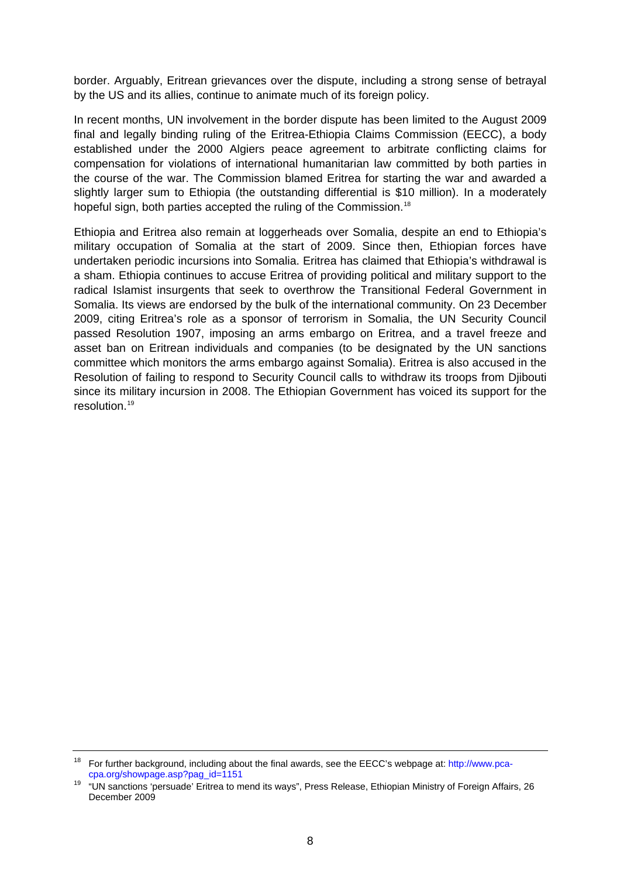border. Arguably, Eritrean grievances over the dispute, including a strong sense of betrayal by the US and its allies, continue to animate much of its foreign policy.

In recent months, UN involvement in the border dispute has been limited to the August 2009 final and legally binding ruling of the Eritrea-Ethiopia Claims Commission (EECC), a body established under the 2000 Algiers peace agreement to arbitrate conflicting claims for compensation for violations of international humanitarian law committed by both parties in the course of the war. The Commission blamed Eritrea for starting the war and awarded a slightly larger sum to Ethiopia (the outstanding differential is $10 million). In a moderately hopeful sign, both parties accepted the ruling of the Commission.[18]

Ethiopia and Eritrea also remain at loggerheads over Somalia, despite an end to Ethiopia's military occupation of Somalia at the start of 2009. Since then, Ethiopian forces have undertaken periodic incursions into Somalia. Eritrea has claimed that Ethiopia's withdrawal is a sham. Ethiopia continues to accuse Eritrea of providing political and military support to the radical Islamist insurgents that seek to overthrow the Transitional Federal Government in Somalia. Its views are endorsed by the bulk of the international community. On 23 December 2009, citing Eritrea's role as a sponsor of terrorism in Somalia, the UN Security Council passed Resolution 1907, imposing an arms embargo on Eritrea, and a travel freeze and asset ban on Eritrean individuals and companies (to be designated by the UN sanctions committee which monitors the arms embargo against Somalia). Eritrea is also accused in the Resolution of failing to respond to Security Council calls to withdraw its troops from Djibouti since its military incursion in 2008. The Ethiopian Government has voiced its support for the resolution.[19]

---

[18] For further background, including about the final awards, see the EECC's webpage at: http://www.pca-cpa.org/showpage.asp?pag_id=1151

[19] "UN sanctions 'persuade' Eritrea to mend its ways", Press Release, Ethiopian Ministry of Foreign Affairs, 26 December 2009